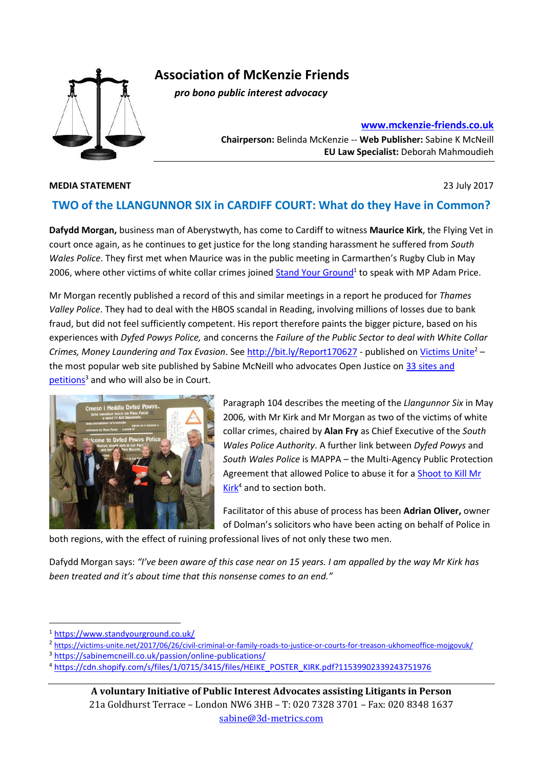# Association of McKenzie Friends

*pro bono public interest advocacy*

**www.mckenzie-friends.co.uk**

**Chairperson:** Belinda McKenzie -- **Web Publisher:** Sabine K McNeill
**EU Law Specialist:** Deborah Mahmoudieh

**MEDIA STATEMENT**

23 July 2017

## TWO of the LLANGUNNOR SIX in CARDIFF COURT: What do they Have in Common?

**Dafydd Morgan,** business man of Aberystwyth, has come to Cardiff to witness **Maurice Kirk**, the Flying Vet in court once again, as he continues to get justice for the long standing harassment he suffered from *South Wales Police*. They first met when Maurice was in the public meeting in Carmarthen's Rugby Club in May 2006, where other victims of white collar crimes joined Stand Your Ground[1] to speak with MP Adam Price.

Mr Morgan recently published a record of this and similar meetings in a report he produced for *Thames Valley Police*. They had to deal with the HBOS scandal in Reading, involving millions of losses due to bank fraud, but did not feel sufficiently competent. His report therefore paints the bigger picture, based on his experiences with *Dyfed Powys Police,* and concerns the *Failure of the Public Sector to deal with White Collar Crimes, Money Laundering and Tax Evasion*. See http://bit.ly/Report170627 - published on Victims Unite[2] – the most popular web site published by Sabine McNeill who advocates Open Justice on 33 sites and petitions[3] and who will also be in Court.

Paragraph 104 describes the meeting of the *Llangunnor Six* in May 2006, with Mr Kirk and Mr Morgan as two of the victims of white collar crimes, chaired by **Alan Fry** as Chief Executive of the *South Wales Police Authority*. A further link between *Dyfed Powys* and *South Wales Police* is MAPPA – the Multi-Agency Public Protection Agreement that allowed Police to abuse it for a Shoot to Kill Mr Kirk[4] and to section both.

Facilitator of this abuse of process has been **Adrian Oliver,** owner of Dolman's solicitors who have been acting on behalf of Police in both regions, with the effect of ruining professional lives of not only these two men.

Dafydd Morgan says: *"I've been aware of this case near on 15 years. I am appalled by the way Mr Kirk has been treated and it's about time that this nonsense comes to an end."*

---

[1] https://www.standyourground.co.uk/
[2] https://victims-unite.net/2017/06/26/civil-criminal-or-family-roads-to-justice-or-courts-for-treason-ukhomeoffice-mojgovuk/
[3] https://sabinemcneill.co.uk/passion/online-publications/
[4] https://cdn.shopify.com/s/files/1/0715/3415/files/HEIKE_POSTER_KIRK.pdf?11539902339243751976

**A voluntary Initiative of Public Interest Advocates assisting Litigants in Person**
21a Goldhurst Terrace – London NW6 3HB – T: 020 7328 3701 – Fax: 020 8348 1637
sabine@3d-metrics.com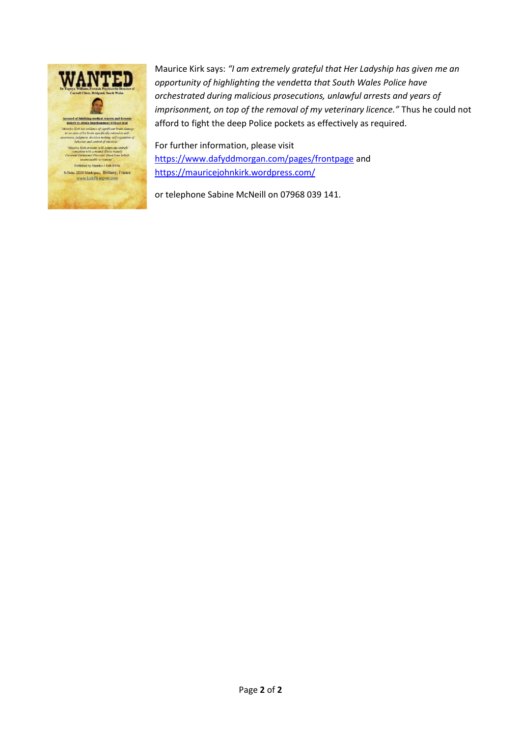Maurice Kirk says: *"I am extremely grateful that Her Ladyship has given me an opportunity of highlighting the vendetta that South Wales Police have orchestrated during malicious prosecutions, unlawful arrests and years of imprisonment, on top of the removal of my veterinary licence."* Thus he could not afford to fight the deep Police pockets as effectively as required.

For further information, please visit [https://www.dafyddmorgan.com/pages/frontpage](https://www.dafyddmorgan.com/pages/frontpage) and [https://mauricejohnkirk.wordpress.com/](https://mauricejohnkirk.wordpress.com/)

or telephone Sabine McNeill on 07968 039 141.